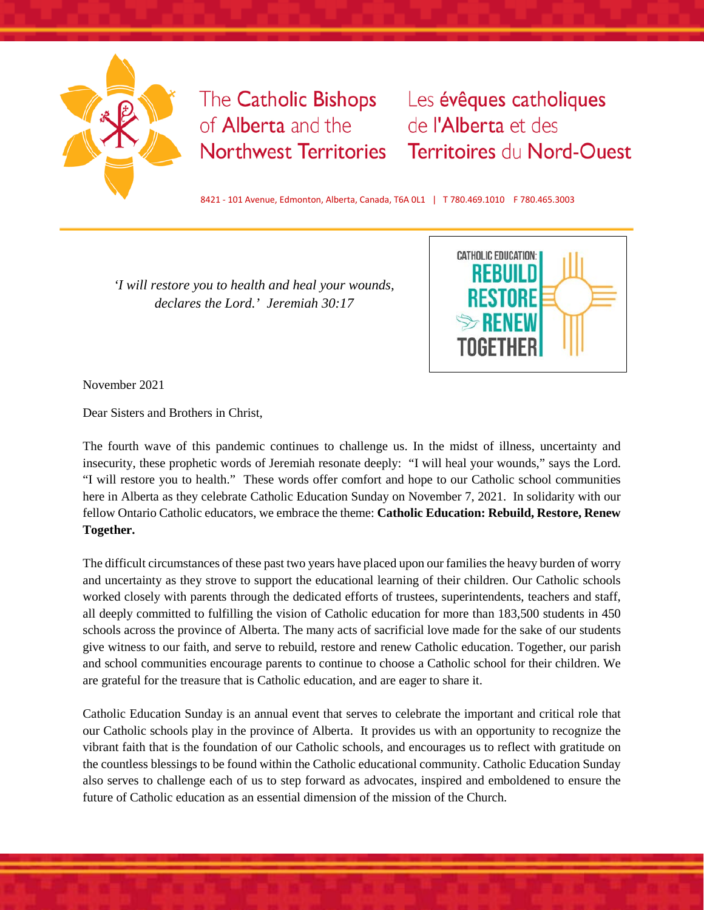The Catholic Bishops of Alberta and the Northwest Territories

Les évêques catholiques de l'Alberta et des Territoires du Nord-Ouest

8421 - 101 Avenue, Edmonton, Alberta, Canada, T6A 0L1 | T 780.469.1010 F 780.465.3003

*'I will restore you to health and heal your wounds, declares the Lord.' Jeremiah 30:17*

CATHOLIC EDUCATION: REBUILD RESTORE RENEW TOGETHER

November 2021

Dear Sisters and Brothers in Christ,

The fourth wave of this pandemic continues to challenge us. In the midst of illness, uncertainty and insecurity, these prophetic words of Jeremiah resonate deeply: "I will heal your wounds," says the Lord. "I will restore you to health." These words offer comfort and hope to our Catholic school communities here in Alberta as they celebrate Catholic Education Sunday on November 7, 2021. In solidarity with our fellow Ontario Catholic educators, we embrace the theme: **Catholic Education: Rebuild, Restore, Renew Together.**

The difficult circumstances of these past two years have placed upon our families the heavy burden of worry and uncertainty as they strove to support the educational learning of their children. Our Catholic schools worked closely with parents through the dedicated efforts of trustees, superintendents, teachers and staff, all deeply committed to fulfilling the vision of Catholic education for more than 183,500 students in 450 schools across the province of Alberta. The many acts of sacrificial love made for the sake of our students give witness to our faith, and serve to rebuild, restore and renew Catholic education. Together, our parish and school communities encourage parents to continue to choose a Catholic school for their children. We are grateful for the treasure that is Catholic education, and are eager to share it.

Catholic Education Sunday is an annual event that serves to celebrate the important and critical role that our Catholic schools play in the province of Alberta. It provides us with an opportunity to recognize the vibrant faith that is the foundation of our Catholic schools, and encourages us to reflect with gratitude on the countless blessings to be found within the Catholic educational community. Catholic Education Sunday also serves to challenge each of us to step forward as advocates, inspired and emboldened to ensure the future of Catholic education as an essential dimension of the mission of the Church.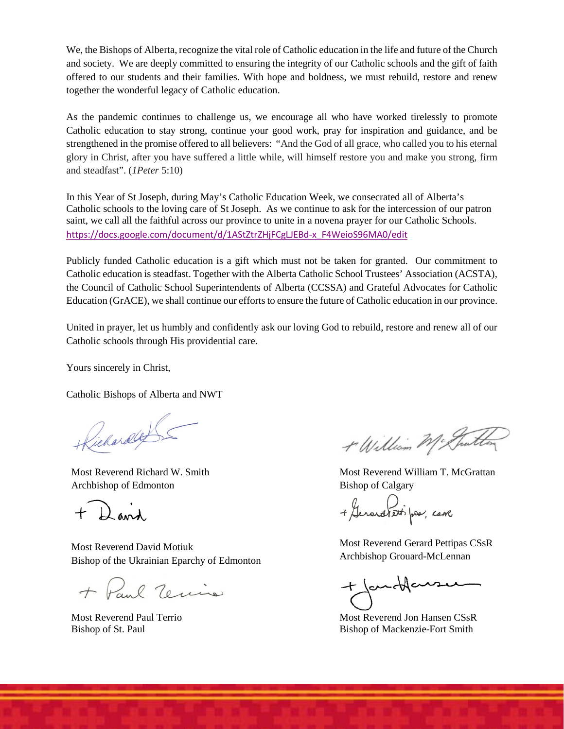We, the Bishops of Alberta, recognize the vital role of Catholic education in the life and future of the Church and society. We are deeply committed to ensuring the integrity of our Catholic schools and the gift of faith offered to our students and their families. With hope and boldness, we must rebuild, restore and renew together the wonderful legacy of Catholic education.

As the pandemic continues to challenge us, we encourage all who have worked tirelessly to promote Catholic education to stay strong, continue your good work, pray for inspiration and guidance, and be strengthened in the promise offered to all believers: "And the God of all grace, who called you to his eternal glory in Christ, after you have suffered a little while, will himself restore you and make you strong, firm and steadfast". (*1Peter* 5:10)

In this Year of St Joseph, during May's Catholic Education Week, we consecrated all of Alberta's Catholic schools to the loving care of St Joseph. As we continue to ask for the intercession of our patron saint, we call all the faithful across our province to unite in a novena prayer for our Catholic Schools. https://docs.google.com/document/d/1AStZtrZHjFCgLJEBd-x_F4WeioS96MA0/edit

Publicly funded Catholic education is a gift which must not be taken for granted. Our commitment to Catholic education is steadfast. Together with the Alberta Catholic School Trustees' Association (ACSTA), the Council of Catholic School Superintendents of Alberta (CCSSA) and Grateful Advocates for Catholic Education (GrACE), we shall continue our efforts to ensure the future of Catholic education in our province.

United in prayer, let us humbly and confidently ask our loving God to rebuild, restore and renew all of our Catholic schools through His providential care.

Yours sincerely in Christ,

Catholic Bishops of Alberta and NWT

Most Reverend Richard W. Smith
Archbishop of Edmonton

Most Reverend William T. McGrattan
Bishop of Calgary

Most Reverend David Motiuk
Bishop of the Ukrainian Eparchy of Edmonton

Most Reverend Gerard Pettipas CSsR
Archbishop Grouard-McLennan

Most Reverend Paul Terrio
Bishop of St. Paul

Most Reverend Jon Hansen CSsR
Bishop of Mackenzie-Fort Smith